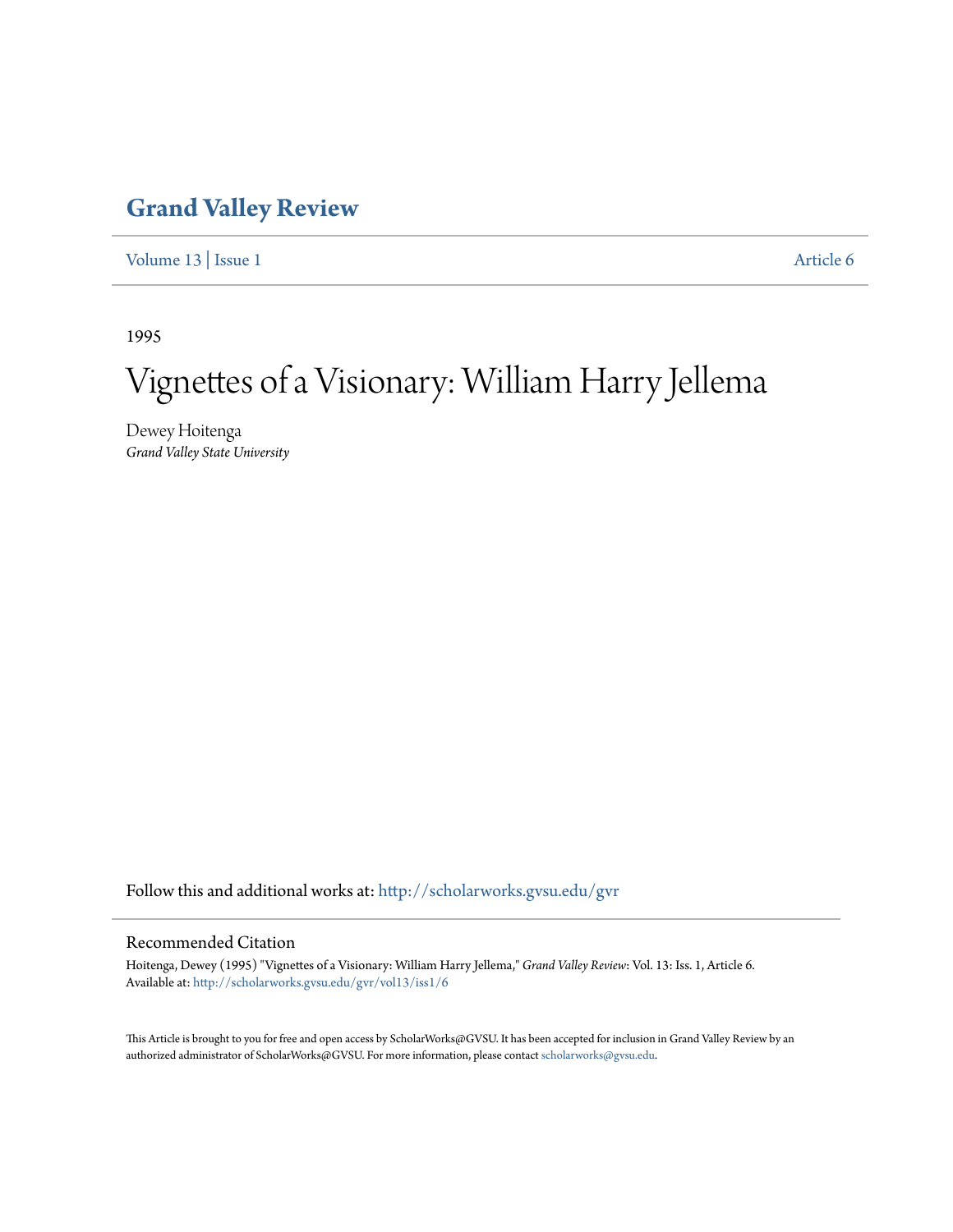# Grand Valley Review

Volume 13 | Issue 1 Article 6

1995

# Vignettes of a Visionary: William Harry Jellema

Dewey Hoitenga
*Grand Valley State University*

Follow this and additional works at: http://scholarworks.gvsu.edu/gvr

## Recommended Citation

Hoitenga, Dewey (1995) "Vignettes of a Visionary: William Harry Jellema," *Grand Valley Review*: Vol. 13: Iss. 1, Article 6.
Available at: http://scholarworks.gvsu.edu/gvr/vol13/iss1/6

This Article is brought to you for free and open access by ScholarWorks@GVSU. It has been accepted for inclusion in Grand Valley Review by an authorized administrator of ScholarWorks@GVSU. For more information, please contact scholarworks@gvsu.edu.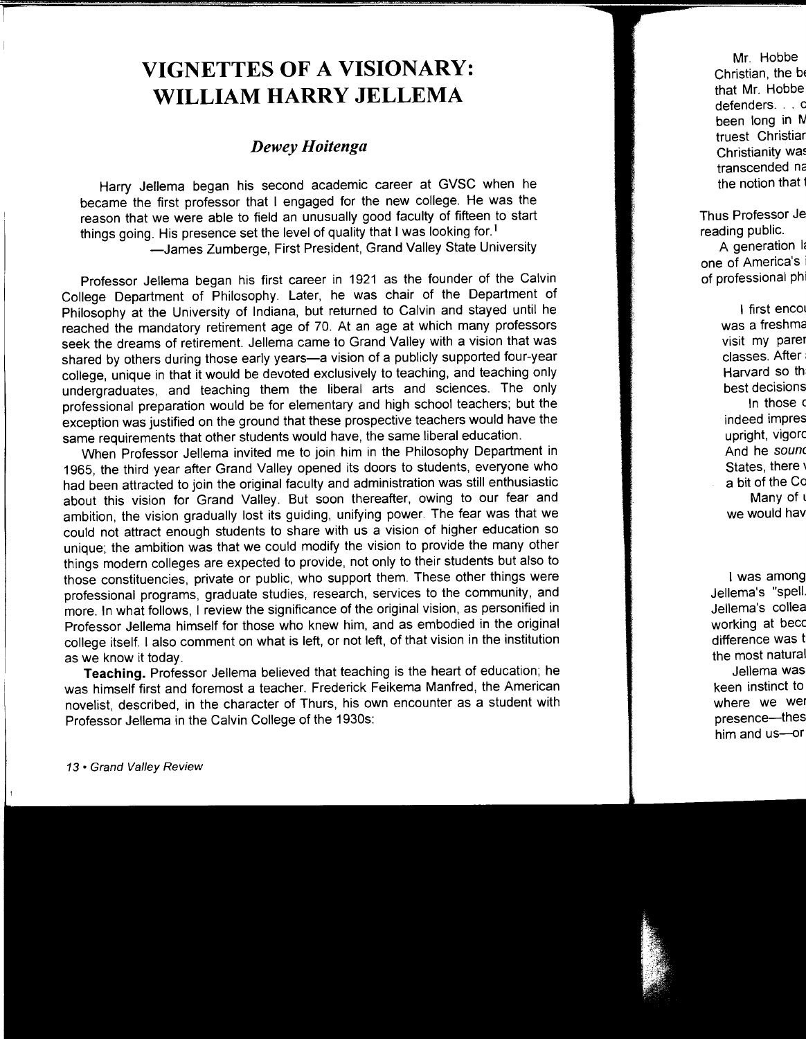# VIGNETTES OF A VISIONARY: WILLIAM HARRY JELLEMA

## *Dewey Hoitenga*

> Harry Jellema began his second academic career at GVSC when he became the first professor that I engaged for the new college. He was the reason that we were able to field an unusually good faculty of fifteen to start things going. His presence set the level of quality that I was looking for.[1]
>
> —James Zumberge, First President, Grand Valley State University

Professor Jellema began his first career in 1921 as the founder of the Calvin College Department of Philosophy. Later, he was chair of the Department of Philosophy at the University of Indiana, but returned to Calvin and stayed until he reached the mandatory retirement age of 70. At an age at which many professors seek the dreams of retirement. Jellema came to Grand Valley with a vision that was shared by others during those early years—a vision of a publicly supported four-year college, unique in that it would be devoted exclusively to teaching, and teaching only undergraduates, and teaching them the liberal arts and sciences. The only professional preparation would be for elementary and high school teachers; but the exception was justified on the ground that these prospective teachers would have the same requirements that other students would have, the same liberal education.

When Professor Jellema invited me to join him in the Philosophy Department in 1965, the third year after Grand Valley opened its doors to students, everyone who had been attracted to join the original faculty and administration was still enthusiastic about this vision for Grand Valley. But soon thereafter, owing to our fear and ambition, the vision gradually lost its guiding, unifying power. The fear was that we could not attract enough students to share with us a vision of higher education so unique; the ambition was that we could modify the vision to provide the many other things modern colleges are expected to provide, not only to their students but also to those constituencies, private or public, who support them. These other things were professional programs, graduate studies, research, services to the community, and more. In what follows, I review the significance of the original vision, as personified in Professor Jellema himself for those who knew him, and as embodied in the original college itself. I also comment on what is left, or not left, of that vision in the institution as we know it today.

**Teaching.** Professor Jellema believed that teaching is the heart of education; he was himself first and foremost a teacher. Frederick Feikema Manfred, the American novelist, described, in the character of Thurs, his own encounter as a student with Professor Jellema in the Calvin College of the 1930s: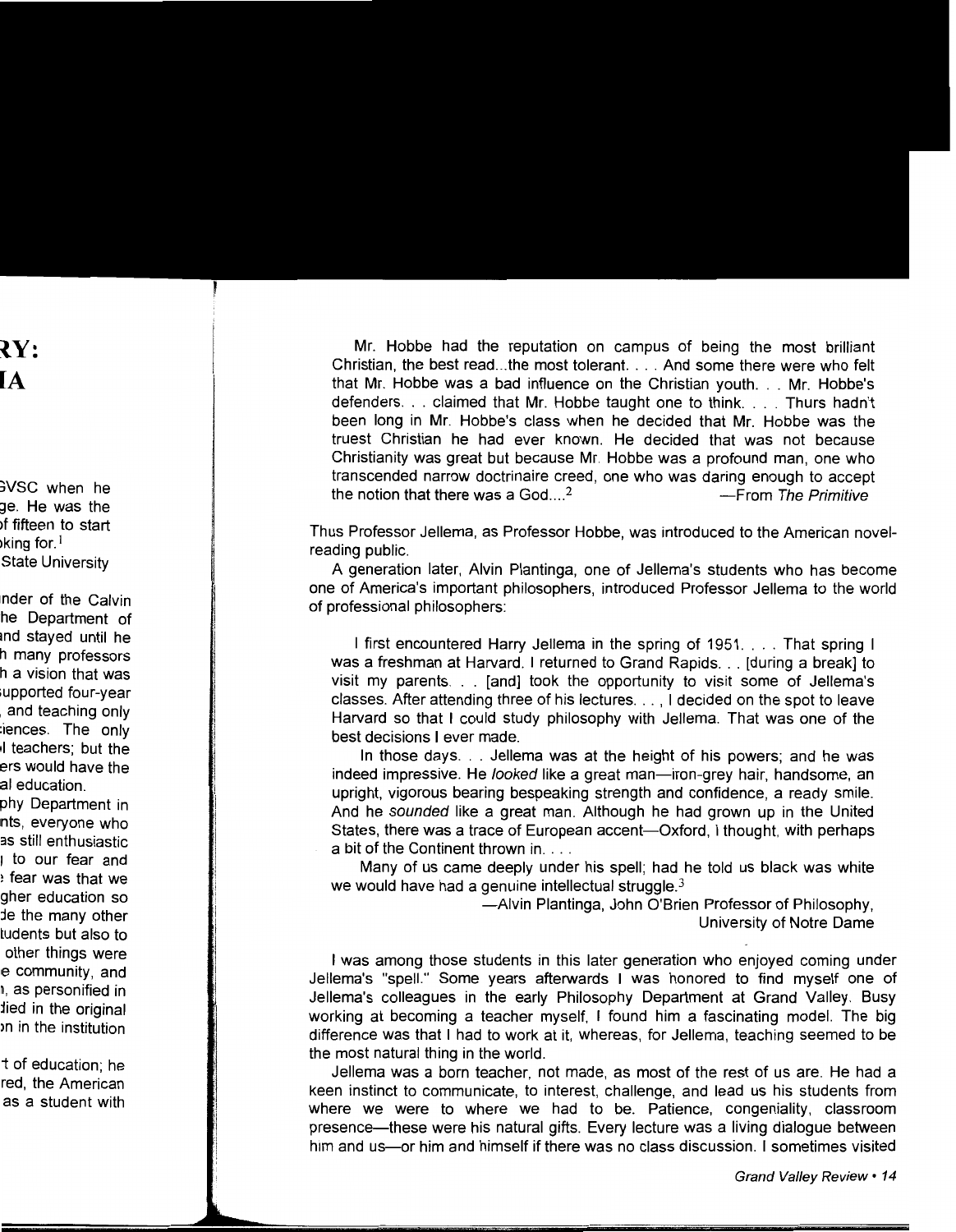> Mr. Hobbe had the reputation on campus of being the most brilliant Christian, the best read...the most tolerant. . . . And some there were who felt that Mr. Hobbe was a bad influence on the Christian youth. . . Mr. Hobbe's defenders. . . claimed that Mr. Hobbe taught one to think. . . . Thurs hadn't been long in Mr. Hobbe's class when he decided that Mr. Hobbe was the truest Christian he had ever known. He decided that was not because Christianity was great but because Mr. Hobbe was a profound man, one who transcended narrow doctrinaire creed, one who was daring enough to accept the notion that there was a God....[2] —From *The Primitive*

Thus Professor Jellema, as Professor Hobbe, was introduced to the American novel-reading public.

A generation later, Alvin Plantinga, one of Jellema's students who has become one of America's important philosophers, introduced Professor Jellema to the world of professional philosophers:

> I first encountered Harry Jellema in the spring of 1951. . . . That spring I was a freshman at Harvard. I returned to Grand Rapids. . . [during a break] to visit my parents. . . [and] took the opportunity to visit some of Jellema's classes. After attending three of his lectures. . . , I decided on the spot to leave Harvard so that I could study philosophy with Jellema. That was one of the best decisions I ever made.
>
> In those days. . . Jellema was at the height of his powers; and he was indeed impressive. He *looked* like a great man—iron-grey hair, handsome, an upright, vigorous bearing bespeaking strength and confidence, a ready smile. And he *sounded* like a great man. Although he had grown up in the United States, there was a trace of European accent—Oxford, I thought, with perhaps a bit of the Continent thrown in. . . .
>
> Many of us came deeply under his spell; had he told us black was white we would have had a genuine intellectual struggle.[3]
>
> —Alvin Plantinga, John O'Brien Professor of Philosophy, University of Notre Dame

I was among those students in this later generation who enjoyed coming under Jellema's "spell." Some years afterwards I was honored to find myself one of Jellema's colleagues in the early Philosophy Department at Grand Valley. Busy working at becoming a teacher myself, I found him a fascinating model. The big difference was that I had to work at it, whereas, for Jellema, teaching seemed to be the most natural thing in the world.

Jellema was a born teacher, not made, as most of the rest of us are. He had a keen instinct to communicate, to interest, challenge, and lead us his students from where we were to where we had to be. Patience, congeniality, classroom presence—these were his natural gifts. Every lecture was a living dialogue between him and us—or him and himself if there was no class discussion. I sometimes visited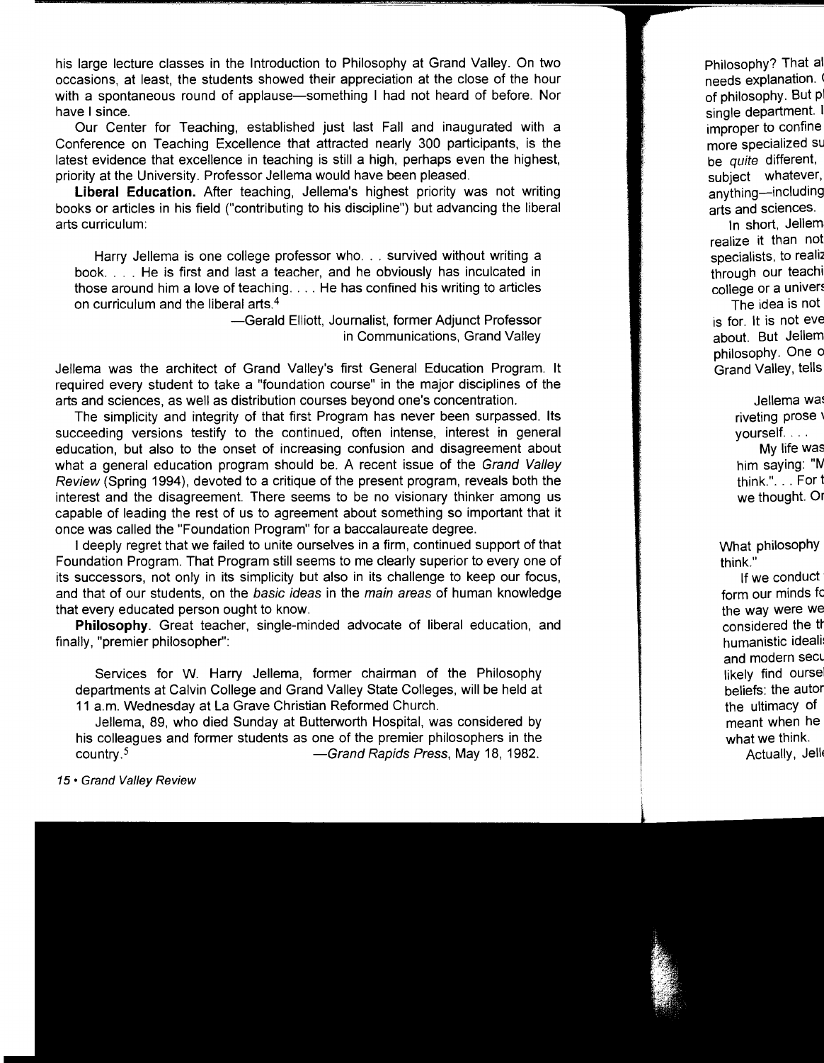his large lecture classes in the Introduction to Philosophy at Grand Valley. On two occasions, at least, the students showed their appreciation at the close of the hour with a spontaneous round of applause—something I had not heard of before. Nor have I since.

Our Center for Teaching, established just last Fall and inaugurated with a Conference on Teaching Excellence that attracted nearly 300 participants, is the latest evidence that excellence in teaching is still a high, perhaps even the highest, priority at the University. Professor Jellema would have been pleased.

**Liberal Education.** After teaching, Jellema's highest priority was not writing books or articles in his field ("contributing to his discipline") but advancing the liberal arts curriculum:

> Harry Jellema is one college professor who. . . survived without writing a book. . . . He is first and last a teacher, and he obviously has inculcated in those around him a love of teaching. . . . He has confined his writing to articles on curriculum and the liberal arts.[4]
>
> —Gerald Elliott, Journalist, former Adjunct Professor in Communications, Grand Valley

Jellema was the architect of Grand Valley's first General Education Program. It required every student to take a "foundation course" in the major disciplines of the arts and sciences, as well as distribution courses beyond one's concentration.

The simplicity and integrity of that first Program has never been surpassed. Its succeeding versions testify to the continued, often intense, interest in general education, but also to the onset of increasing confusion and disagreement about what a general education program should be. A recent issue of the *Grand Valley Review* (Spring 1994), devoted to a critique of the present program, reveals both the interest and the disagreement. There seems to be no visionary thinker among us capable of leading the rest of us to agreement about something so important that it once was called the "Foundation Program" for a baccalaureate degree.

I deeply regret that we failed to unite ourselves in a firm, continued support of that Foundation Program. That Program still seems to me clearly superior to every one of its successors, not only in its simplicity but also in its challenge to keep our focus, and that of our students, on the *basic ideas* in the *main areas* of human knowledge that every educated person ought to know.

**Philosophy**. Great teacher, single-minded advocate of liberal education, and finally, "premier philosopher":

> Services for W. Harry Jellema, former chairman of the Philosophy departments at Calvin College and Grand Valley State Colleges, will be held at 11 a.m. Wednesday at La Grave Christian Reformed Church.
>
> Jellema, 89, who died Sunday at Butterworth Hospital, was considered by his colleagues and former students as one of the premier philosophers in the country.[5] —*Grand Rapids Press*, May 18, 1982.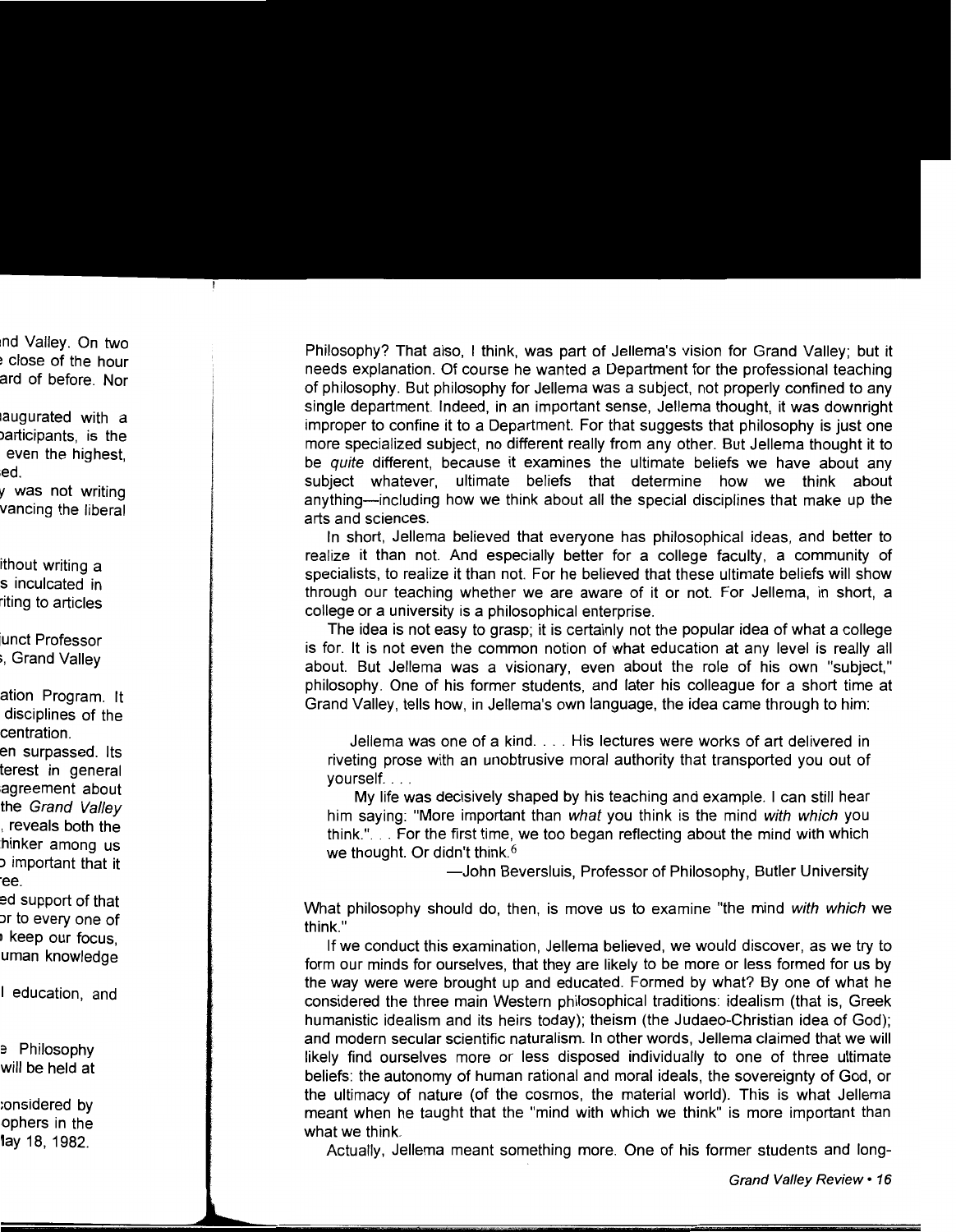Philosophy? That also, I think, was part of Jellema's vision for Grand Valley; but it needs explanation. Of course he wanted a Department for the professional teaching of philosophy. But philosophy for Jellema was a subject, not properly confined to any single department. Indeed, in an important sense, Jellema thought, it was downright improper to confine it to a Department. For that suggests that philosophy is just one more specialized subject, no different really from any other. But Jellema thought it to be *quite* different, because it examines the ultimate beliefs we have about any subject whatever, ultimate beliefs that determine how we think about anything—including how we think about all the special disciplines that make up the arts and sciences.

In short, Jellema believed that everyone has philosophical ideas, and better to realize it than not. And especially better for a college faculty, a community of specialists, to realize it than not. For he believed that these ultimate beliefs will show through our teaching whether we are aware of it or not. For Jellema, in short, a college or a university is a philosophical enterprise.

The idea is not easy to grasp; it is certainly not the popular idea of what a college is for. It is not even the common notion of what education at any level is really all about. But Jellema was a visionary, even about the role of his own "subject," philosophy. One of his former students, and later his colleague for a short time at Grand Valley, tells how, in Jellema's own language, the idea came through to him:

> Jellema was one of a kind. . . . His lectures were works of art delivered in riveting prose with an unobtrusive moral authority that transported you out of yourself. . . .
>
> My life was decisively shaped by his teaching and example. I can still hear him saying: "More important than *what* you think is the mind *with which* you think." . . For the first time, we too began reflecting about the mind with which we thought. Or didn't think.[6]
>
> —John Beversluis, Professor of Philosophy, Butler University

What philosophy should do, then, is move us to examine "the mind *with which* we think."

If we conduct this examination, Jellema believed, we would discover, as we try to form our minds for ourselves, that they are likely to be more or less formed for us by the way were were brought up and educated. Formed by what? By one of what he considered the three main Western philosophical traditions: idealism (that is, Greek humanistic idealism and its heirs today); theism (the Judaeo-Christian idea of God); and modern secular scientific naturalism. In other words, Jellema claimed that we will likely find ourselves more or less disposed individually to one of three ultimate beliefs: the autonomy of human rational and moral ideals, the sovereignty of God, or the ultimacy of nature (of the cosmos, the material world). This is what Jellema meant when he taught that the "mind with which we think" is more important than what we think.

Actually, Jellema meant something more. One of his former students and long-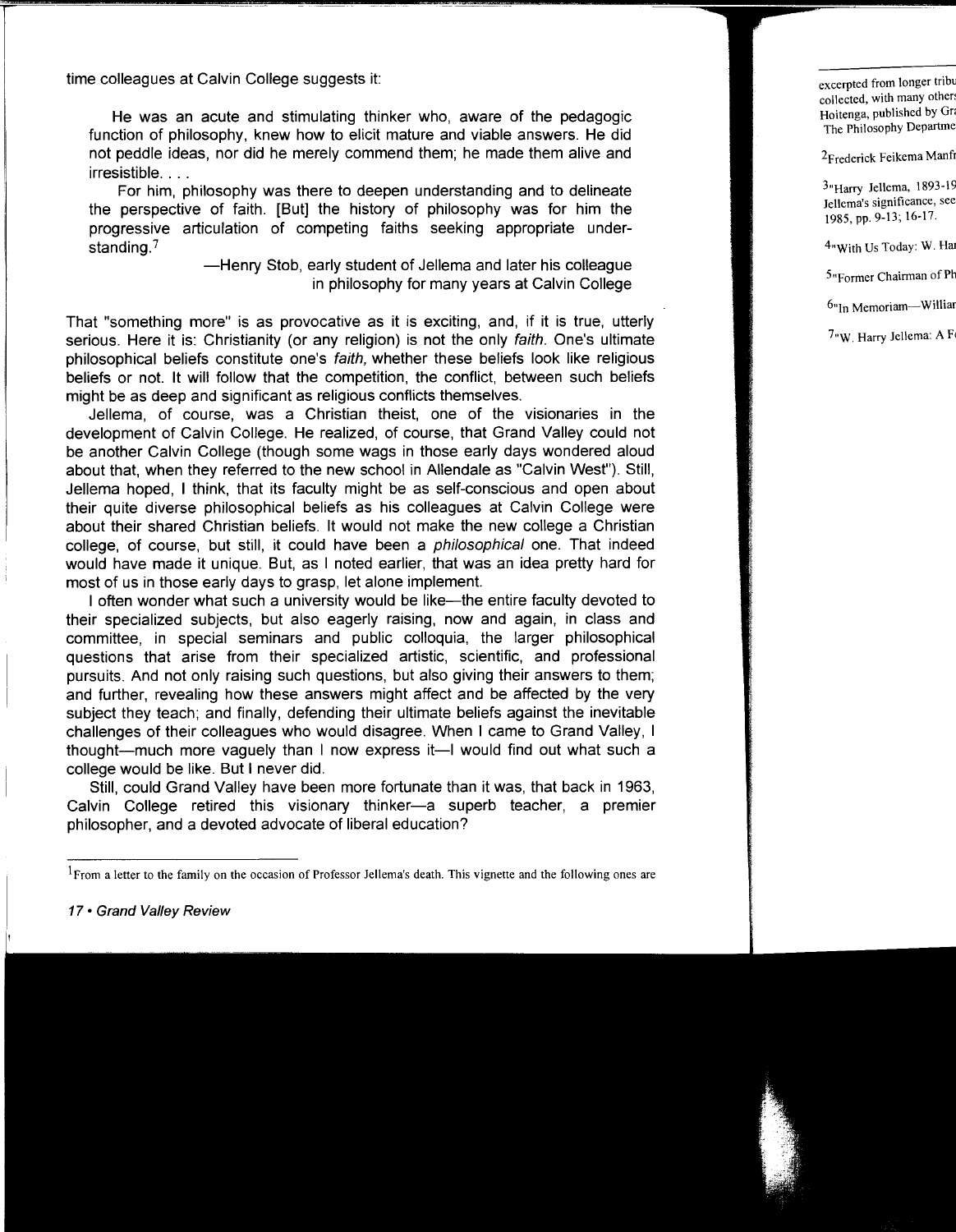time colleagues at Calvin College suggests it:

> He was an acute and stimulating thinker who, aware of the pedagogic function of philosophy, knew how to elicit mature and viable answers. He did not peddle ideas, nor did he merely commend them; he made them alive and irresistible. . . .
>
> For him, philosophy was there to deepen understanding and to delineate the perspective of faith. [But] the history of philosophy was for him the progressive articulation of competing faiths seeking appropriate understanding.[7]
>
> —Henry Stob, early student of Jellema and later his colleague in philosophy for many years at Calvin College

That "something more" is as provocative as it is exciting, and, if it is true, utterly serious. Here it is: Christianity (or any religion) is not the only *faith*. One's ultimate philosophical beliefs constitute one's *faith*, whether these beliefs look like religious beliefs or not. It will follow that the competition, the conflict, between such beliefs might be as deep and significant as religious conflicts themselves.

Jellema, of course, was a Christian theist, one of the visionaries in the development of Calvin College. He realized, of course, that Grand Valley could not be another Calvin College (though some wags in those early days wondered aloud about that, when they referred to the new school in Allendale as "Calvin West"). Still, Jellema hoped, I think, that its faculty might be as self-conscious and open about their quite diverse philosophical beliefs as his colleagues at Calvin College were about their shared Christian beliefs. It would not make the new college a Christian college, of course, but still, it could have been a *philosophical* one. That indeed would have made it unique. But, as I noted earlier, that was an idea pretty hard for most of us in those early days to grasp, let alone implement.

I often wonder what such a university would be like—the entire faculty devoted to their specialized subjects, but also eagerly raising, now and again, in class and committee, in special seminars and public colloquia, the larger philosophical questions that arise from their specialized artistic, scientific, and professional pursuits. And not only raising such questions, but also giving their answers to them; and further, revealing how these answers might affect and be affected by the very subject they teach; and finally, defending their ultimate beliefs against the inevitable challenges of their colleagues who would disagree. When I came to Grand Valley, I thought—much more vaguely than I now express it—I would find out what such a college would be like. But I never did.

Still, could Grand Valley have been more fortunate than it was, that back in 1963, Calvin College retired this visionary thinker—a superb teacher, a premier philosopher, and a devoted advocate of liberal education?

---

[1]From a letter to the family on the occasion of Professor Jellema's death. This vignette and the following ones are excerpted from longer tribu... collected, with many other... Hoitenga, published by Gr... The Philosophy Departme...

[2]Frederick Feikema Manfr...

[3]"Harry Jellema, 1893-19... Jellema's significance, see... 1985, pp. 9-13; 16-17.

[4]"With Us Today: W. Har...

[5]"Former Chairman of Ph...

[6]"In Memoriam—Willian...

[7]"W. Harry Jellema: A F...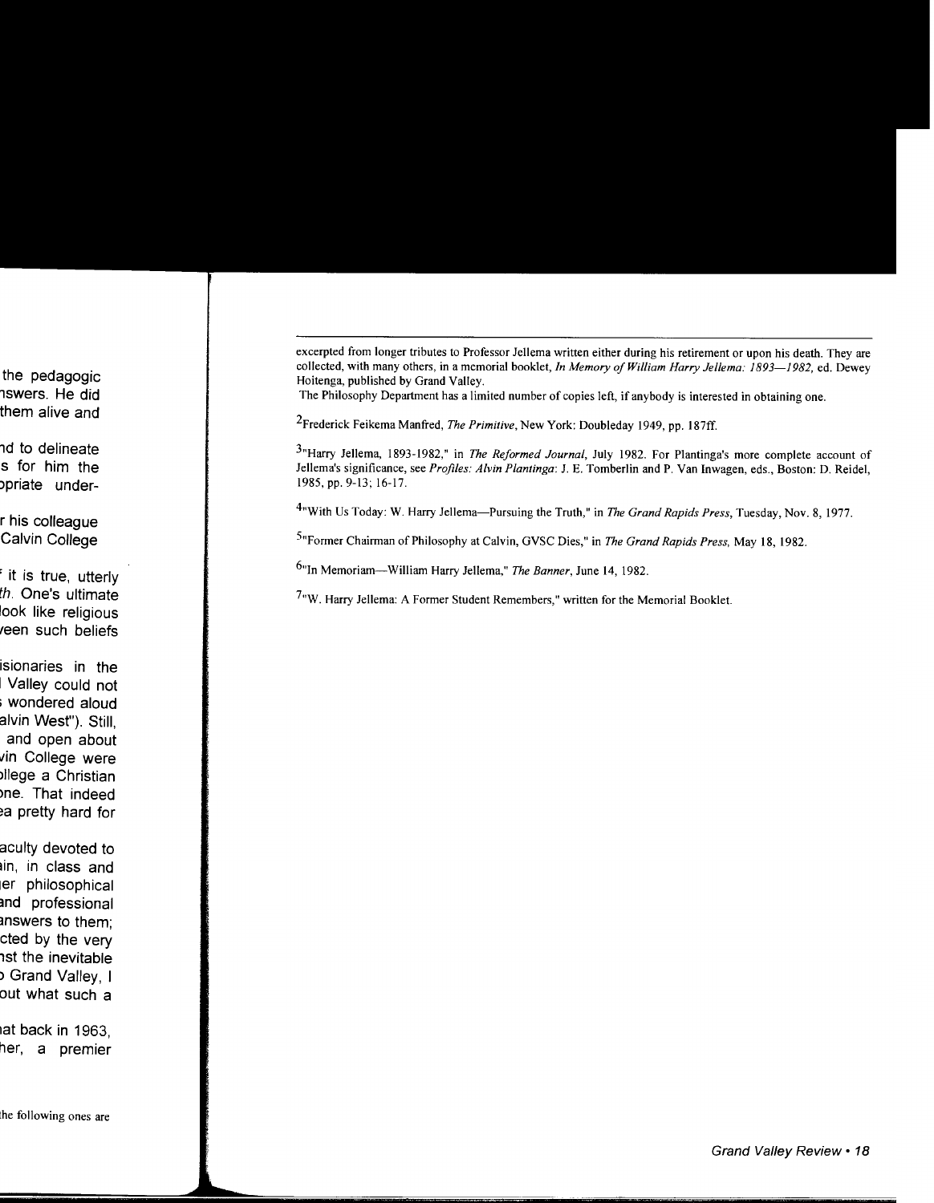excerpted from longer tributes to Professor Jellema written either during his retirement or upon his death. They are collected, with many others, in a memorial booklet, *In Memory of William Harry Jellema: 1893—1982,* ed. Dewey Hoitenga, published by Grand Valley.

The Philosophy Department has a limited number of copies left, if anybody is interested in obtaining one.

[2]Frederick Feikema Manfred, *The Primitive*, New York: Doubleday 1949, pp. 187ff.

[3]"Harry Jellema, 1893-1982," in *The Reformed Journal*, July 1982. For Plantinga's more complete account of Jellema's significance, see *Profiles: Alvin Plantinga*: J. E. Tomberlin and P. Van Inwagen, eds., Boston: D. Reidel, 1985, pp. 9-13; 16-17.

[4]"With Us Today: W. Harry Jellema—Pursuing the Truth," in *The Grand Rapids Press*, Tuesday, Nov. 8, 1977.

[5]"Former Chairman of Philosophy at Calvin, GVSC Dies," in *The Grand Rapids Press*, May 18, 1982.

[6]"In Memoriam—William Harry Jellema," *The Banner*, June 14, 1982.

[7]"W. Harry Jellema: A Former Student Remembers," written for the Memorial Booklet.